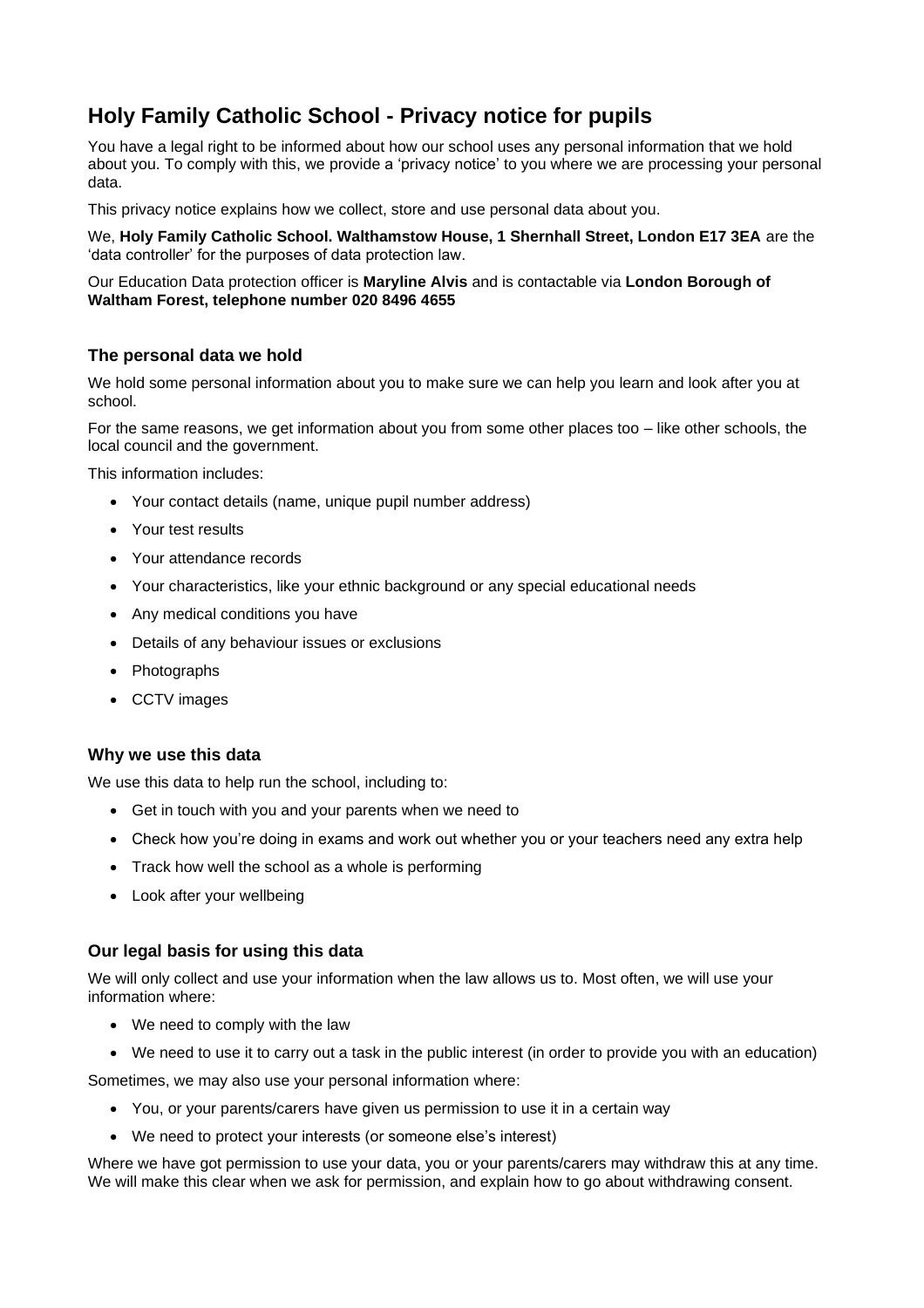# Holy Family Catholic School - Privacy notice for pupils

You have a legal right to be informed about how our school uses any personal information that we hold about you. To comply with this, we provide a 'privacy notice' to you where we are processing your personal data.

This privacy notice explains how we collect, store and use personal data about you.

We, **Holy Family Catholic School. Walthamstow House, 1 Shernhall Street, London E17 3EA** are the 'data controller' for the purposes of data protection law.

Our Education Data protection officer is **Maryline Alvis** and is contactable via **London Borough of Waltham Forest, telephone number 020 8496 4655**

## The personal data we hold

We hold some personal information about you to make sure we can help you learn and look after you at school.

For the same reasons, we get information about you from some other places too – like other schools, the local council and the government.

This information includes:

- Your contact details (name, unique pupil number address)
- Your test results
- Your attendance records
- Your characteristics, like your ethnic background or any special educational needs
- Any medical conditions you have
- Details of any behaviour issues or exclusions
- Photographs
- CCTV images

## Why we use this data

We use this data to help run the school, including to:

- Get in touch with you and your parents when we need to
- Check how you're doing in exams and work out whether you or your teachers need any extra help
- Track how well the school as a whole is performing
- Look after your wellbeing

## Our legal basis for using this data

We will only collect and use your information when the law allows us to. Most often, we will use your information where:

- We need to comply with the law
- We need to use it to carry out a task in the public interest (in order to provide you with an education)

Sometimes, we may also use your personal information where:

- You, or your parents/carers have given us permission to use it in a certain way
- We need to protect your interests (or someone else's interest)

Where we have got permission to use your data, you or your parents/carers may withdraw this at any time. We will make this clear when we ask for permission, and explain how to go about withdrawing consent.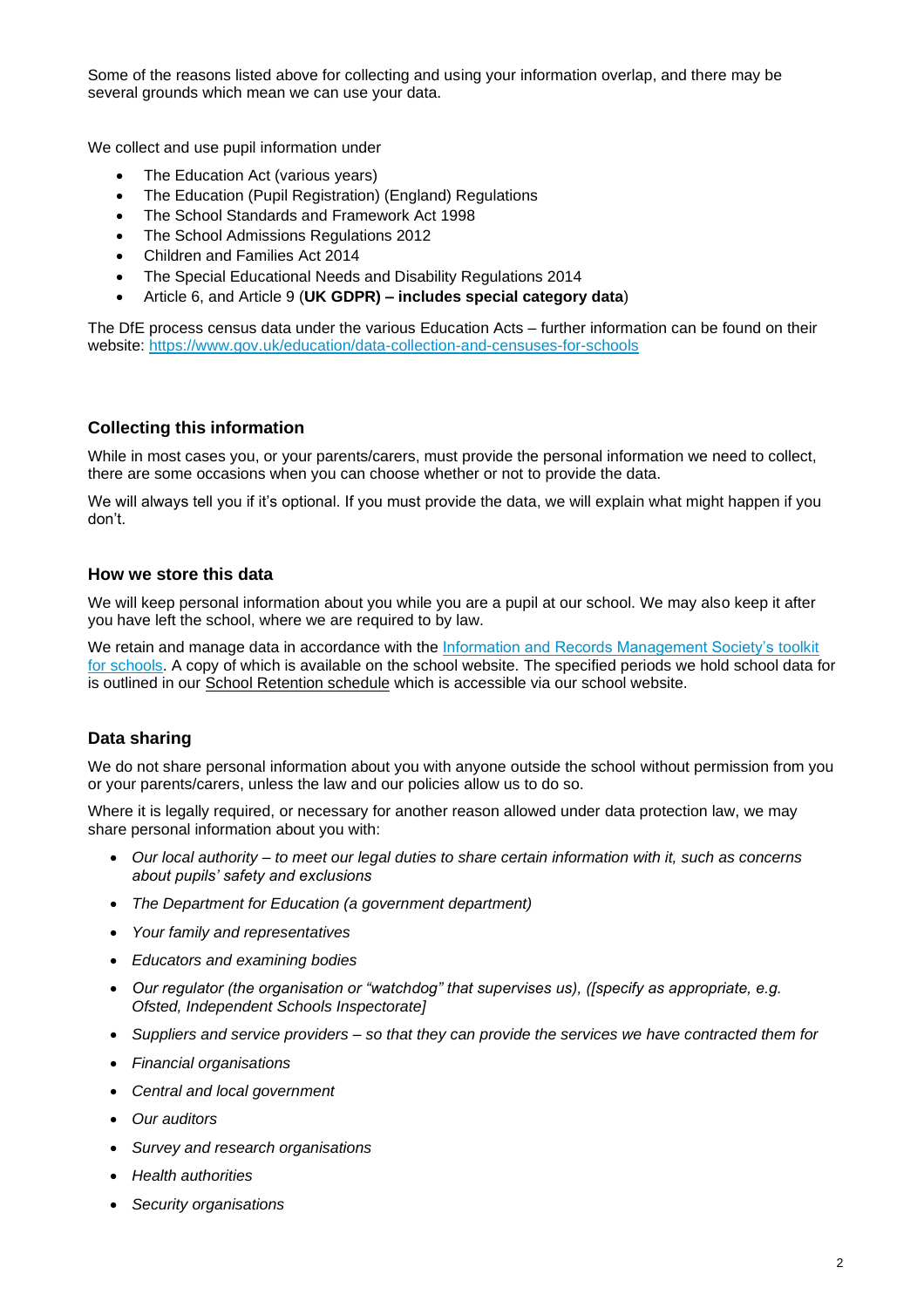Some of the reasons listed above for collecting and using your information overlap, and there may be several grounds which mean we can use your data.

We collect and use pupil information under

- The Education Act (various years)
- The Education (Pupil Registration) (England) Regulations
- The School Standards and Framework Act 1998
- The School Admissions Regulations 2012
- Children and Families Act 2014
- The Special Educational Needs and Disability Regulations 2014
- Article 6, and Article 9 (**UK GDPR) – includes special category data**)

The DfE process census data under the various Education Acts – further information can be found on their website: [https://www.gov.uk/education/data-collection-and-censuses-for-schools](https://www.gov.uk/education/data-collection-and-censuses-for-schools)

### Collecting this information

While in most cases you, or your parents/carers, must provide the personal information we need to collect, there are some occasions when you can choose whether or not to provide the data.

We will always tell you if it's optional. If you must provide the data, we will explain what might happen if you don't.

### How we store this data

We will keep personal information about you while you are a pupil at our school. We may also keep it after you have left the school, where we are required to by law.

We retain and manage data in accordance with the [Information and Records Management Society's toolkit for schools](). A copy of which is available on the school website. The specified periods we hold school data for is outlined in our School Retention schedule which is accessible via our school website.

### Data sharing

We do not share personal information about you with anyone outside the school without permission from you or your parents/carers, unless the law and our policies allow us to do so.

Where it is legally required, or necessary for another reason allowed under data protection law, we may share personal information about you with:

- *Our local authority – to meet our legal duties to share certain information with it, such as concerns about pupils' safety and exclusions*
- *The Department for Education (a government department)*
- *Your family and representatives*
- *Educators and examining bodies*
- *Our regulator (the organisation or "watchdog" that supervises us), ([specify as appropriate, e.g. Ofsted, Independent Schools Inspectorate]*
- *Suppliers and service providers – so that they can provide the services we have contracted them for*
- *Financial organisations*
- *Central and local government*
- *Our auditors*
- *Survey and research organisations*
- *Health authorities*
- *Security organisations*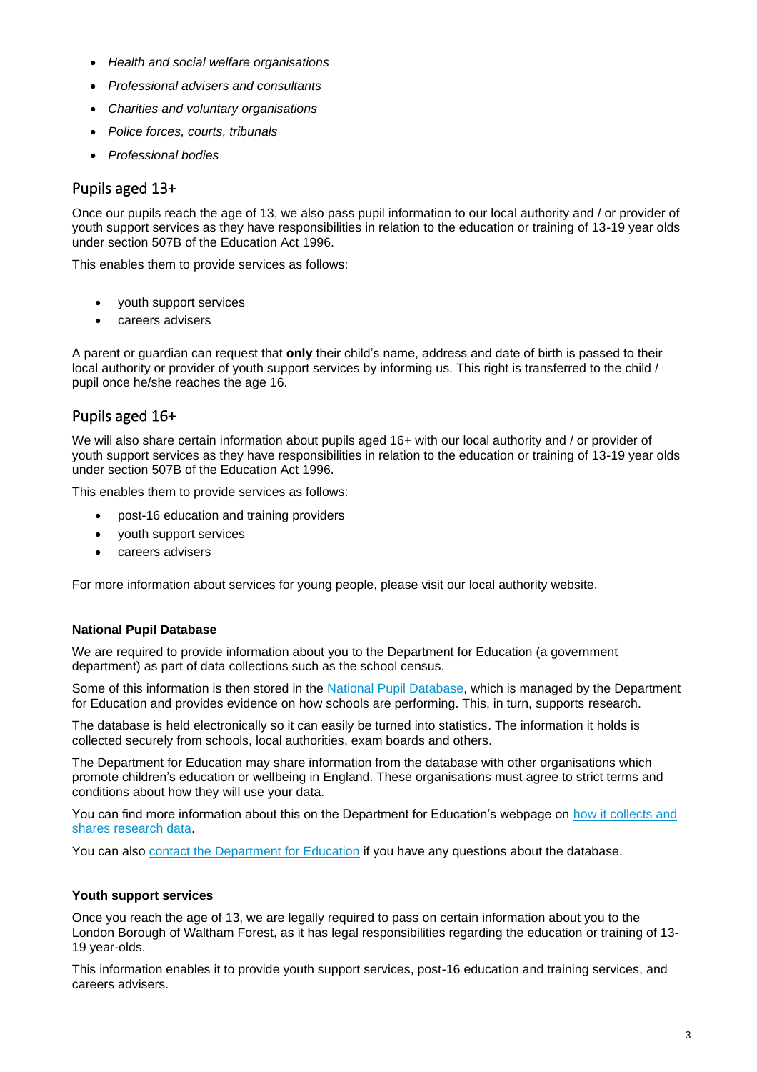- *Health and social welfare organisations*
- *Professional advisers and consultants*
- *Charities and voluntary organisations*
- *Police forces, courts, tribunals*
- *Professional bodies*

## Pupils aged 13+

Once our pupils reach the age of 13, we also pass pupil information to our local authority and / or provider of youth support services as they have responsibilities in relation to the education or training of 13-19 year olds under section 507B of the Education Act 1996.

This enables them to provide services as follows:

- youth support services
- careers advisers

A parent or guardian can request that **only** their child's name, address and date of birth is passed to their local authority or provider of youth support services by informing us. This right is transferred to the child / pupil once he/she reaches the age 16.

## Pupils aged 16+

We will also share certain information about pupils aged 16+ with our local authority and / or provider of youth support services as they have responsibilities in relation to the education or training of 13-19 year olds under section 507B of the Education Act 1996.

This enables them to provide services as follows:

- post-16 education and training providers
- youth support services
- careers advisers

For more information about services for young people, please visit our local authority website.

**National Pupil Database**

We are required to provide information about you to the Department for Education (a government department) as part of data collections such as the school census.

Some of this information is then stored in the National Pupil Database, which is managed by the Department for Education and provides evidence on how schools are performing. This, in turn, supports research.

The database is held electronically so it can easily be turned into statistics. The information it holds is collected securely from schools, local authorities, exam boards and others.

The Department for Education may share information from the database with other organisations which promote children's education or wellbeing in England. These organisations must agree to strict terms and conditions about how they will use your data.

You can find more information about this on the Department for Education's webpage on how it collects and shares research data.

You can also contact the Department for Education if you have any questions about the database.

**Youth support services**

Once you reach the age of 13, we are legally required to pass on certain information about you to the London Borough of Waltham Forest, as it has legal responsibilities regarding the education or training of 13-19 year-olds.

This information enables it to provide youth support services, post-16 education and training services, and careers advisers.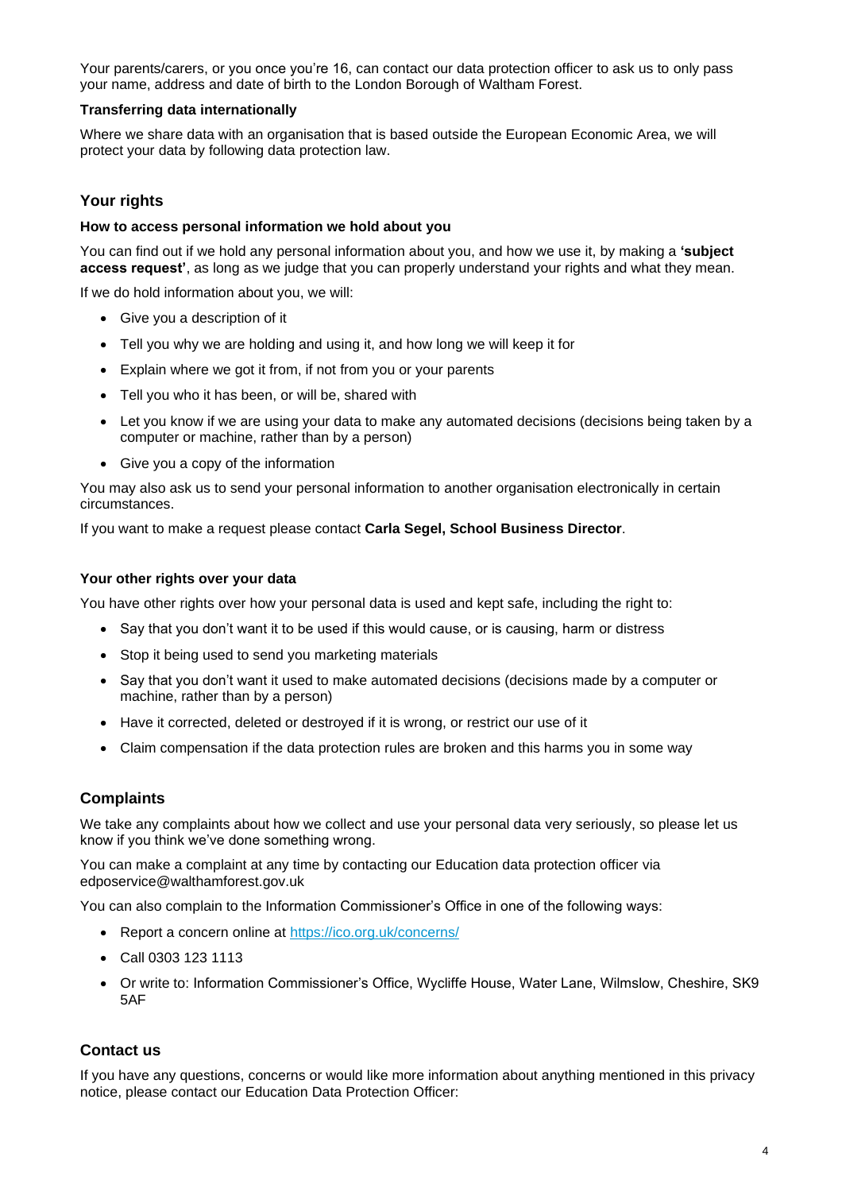Your parents/carers, or you once you're 16, can contact our data protection officer to ask us to only pass your name, address and date of birth to the London Borough of Waltham Forest.

### Transferring data internationally

Where we share data with an organisation that is based outside the European Economic Area, we will protect your data by following data protection law.

## Your rights

### How to access personal information we hold about you

You can find out if we hold any personal information about you, and how we use it, by making a **'subject access request'**, as long as we judge that you can properly understand your rights and what they mean.

If we do hold information about you, we will:

- Give you a description of it
- Tell you why we are holding and using it, and how long we will keep it for
- Explain where we got it from, if not from you or your parents
- Tell you who it has been, or will be, shared with
- Let you know if we are using your data to make any automated decisions (decisions being taken by a computer or machine, rather than by a person)
- Give you a copy of the information

You may also ask us to send your personal information to another organisation electronically in certain circumstances.

If you want to make a request please contact **Carla Segel, School Business Director**.

### Your other rights over your data

You have other rights over how your personal data is used and kept safe, including the right to:

- Say that you don't want it to be used if this would cause, or is causing, harm or distress
- Stop it being used to send you marketing materials
- Say that you don't want it used to make automated decisions (decisions made by a computer or machine, rather than by a person)
- Have it corrected, deleted or destroyed if it is wrong, or restrict our use of it
- Claim compensation if the data protection rules are broken and this harms you in some way

## Complaints

We take any complaints about how we collect and use your personal data very seriously, so please let us know if you think we've done something wrong.

You can make a complaint at any time by contacting our Education data protection officer via edposervice@walthamforest.gov.uk

You can also complain to the Information Commissioner's Office in one of the following ways:

- Report a concern online at https://ico.org.uk/concerns/
- Call 0303 123 1113
- Or write to: Information Commissioner's Office, Wycliffe House, Water Lane, Wilmslow, Cheshire, SK9 5AF

## Contact us

If you have any questions, concerns or would like more information about anything mentioned in this privacy notice, please contact our Education Data Protection Officer: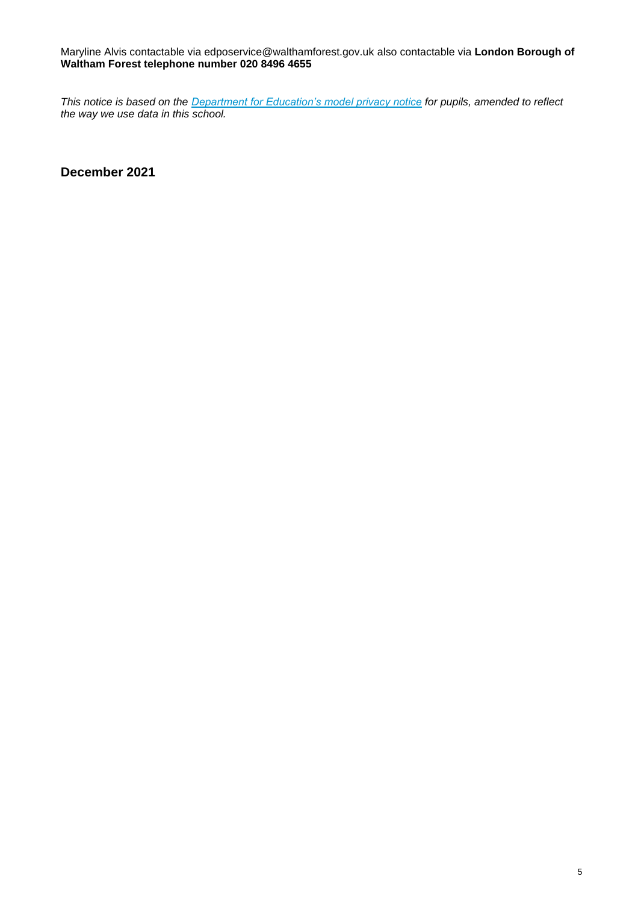Maryline Alvis contactable via edposervice@walthamforest.gov.uk also contactable via **London Borough of Waltham Forest telephone number 020 8496 4655**

*This notice is based on the [Department for Education's model privacy notice] for pupils, amended to reflect the way we use data in this school.*

**December 2021**